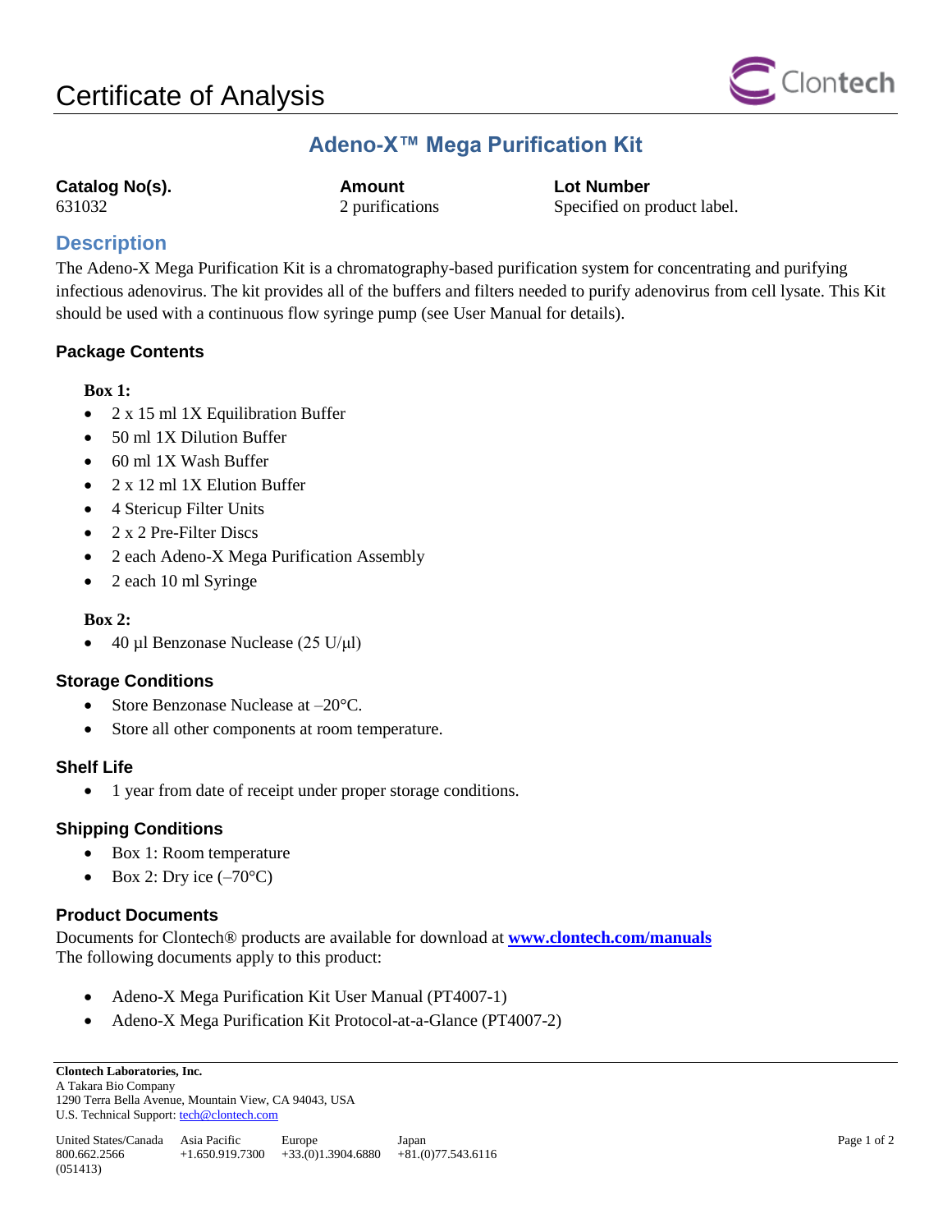# Certificate of Analysis

## Adeno-X™ Mega Purification Kit

| Catalog No(s). | Amount | Lot Number |
| --- | --- | --- |
| 631032 | 2 purifications | Specified on product label. |

## Description

The Adeno-X Mega Purification Kit is a chromatography-based purification system for concentrating and purifying infectious adenovirus. The kit provides all of the buffers and filters needed to purify adenovirus from cell lysate. This Kit should be used with a continuous flow syringe pump (see User Manual for details).

### Package Contents

**Box 1:**

- 2 x 15 ml 1X Equilibration Buffer
- 50 ml 1X Dilution Buffer
- 60 ml 1X Wash Buffer
- 2 x 12 ml 1X Elution Buffer
- 4 Stericup Filter Units
- 2 x 2 Pre-Filter Discs
- 2 each Adeno-X Mega Purification Assembly
- 2 each 10 ml Syringe

**Box 2:**

- 40 µl Benzonase Nuclease (25 U/µl)

### Storage Conditions

- Store Benzonase Nuclease at –20°C.
- Store all other components at room temperature.

### Shelf Life

- 1 year from date of receipt under proper storage conditions.

### Shipping Conditions

- Box 1: Room temperature
- Box 2: Dry ice (–70°C)

### Product Documents

Documents for Clontech® products are available for download at **www.clontech.com/manuals**
The following documents apply to this product:

- Adeno-X Mega Purification Kit User Manual (PT4007-1)
- Adeno-X Mega Purification Kit Protocol-at-a-Glance (PT4007-2)

**Clontech Laboratories, Inc.**
A Takara Bio Company
1290 Terra Bella Avenue, Mountain View, CA 94043, USA
U.S. Technical Support: tech@clontech.com

| United States/Canada | Asia Pacific | Europe | Japan |
| --- | --- | --- | --- |
| 800.662.2566 | +1.650.919.7300 | +33.(0)1.3904.6880 | +81.(0)77.543.6116 |

(051413)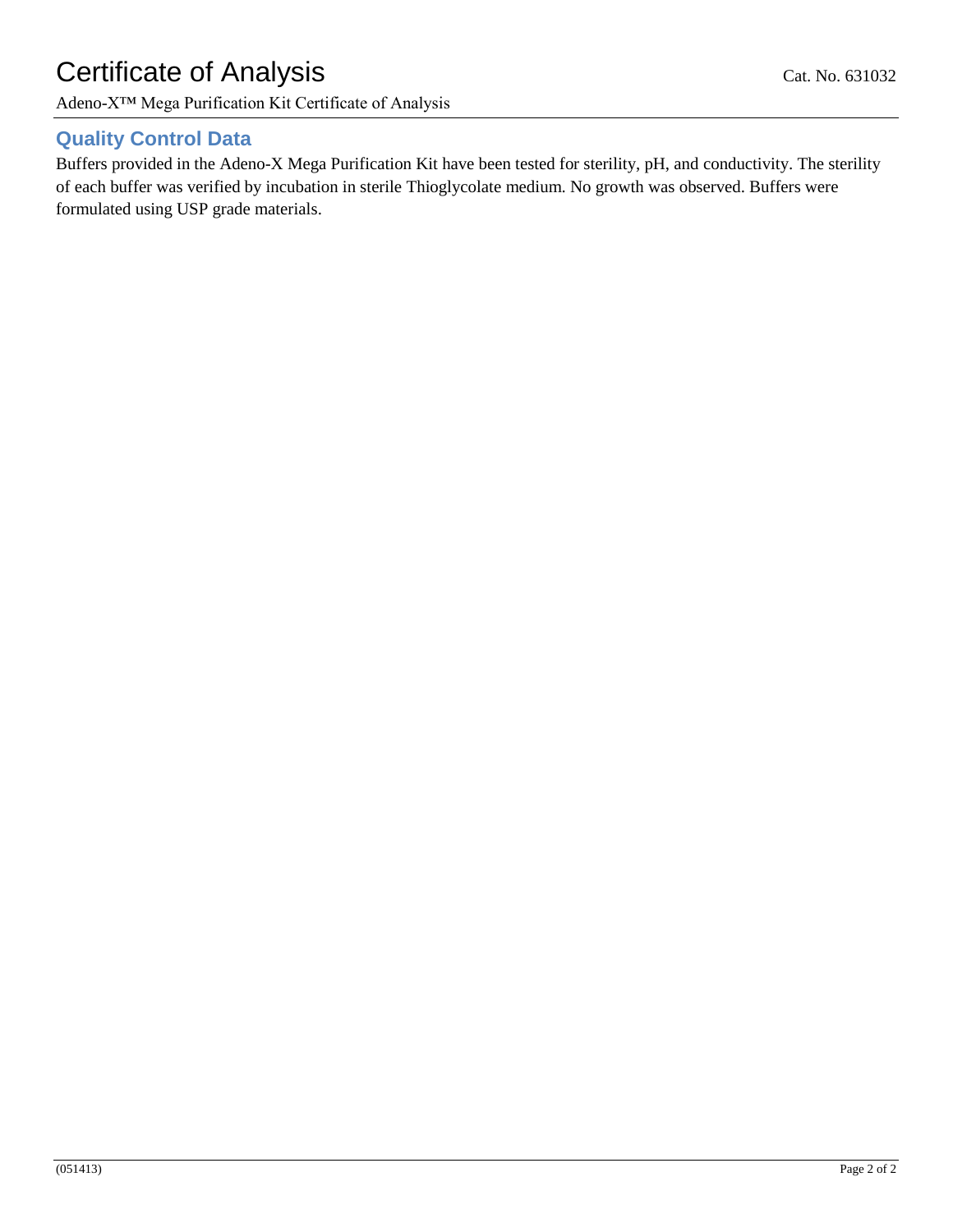## Quality Control Data

Buffers provided in the Adeno-X Mega Purification Kit have been tested for sterility, pH, and conductivity. The sterility of each buffer was verified by incubation in sterile Thioglycolate medium. No growth was observed. Buffers were formulated using USP grade materials.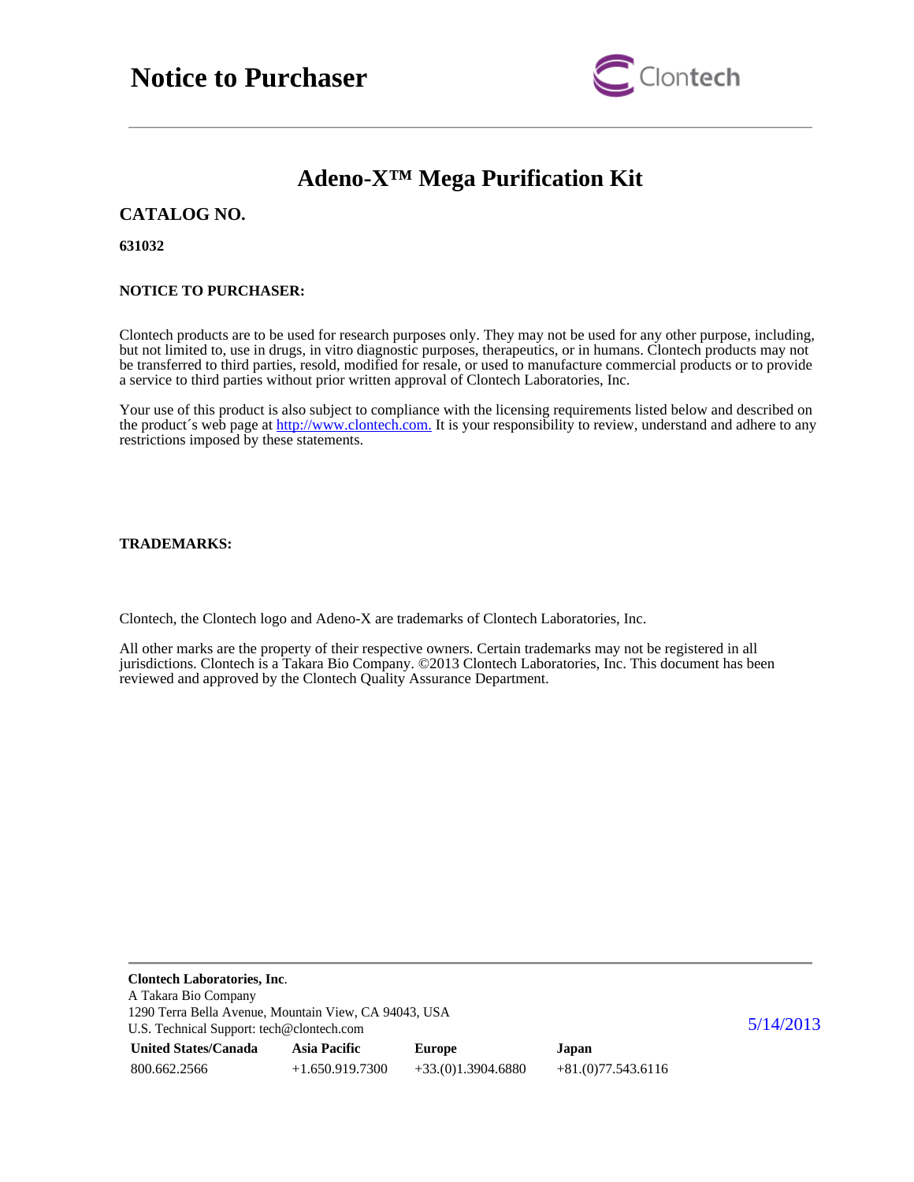# Notice to Purchaser

## Adeno-X™ Mega Purification Kit

### CATALOG NO.

**631032**

**NOTICE TO PURCHASER:**

Clontech products are to be used for research purposes only. They may not be used for any other purpose, including, but not limited to, use in drugs, in vitro diagnostic purposes, therapeutics, or in humans. Clontech products may not be transferred to third parties, resold, modified for resale, or used to manufacture commercial products or to provide a service to third parties without prior written approval of Clontech Laboratories, Inc.

Your use of this product is also subject to compliance with the licensing requirements listed below and described on the product´s web page at http://www.clontech.com. It is your responsibility to review, understand and adhere to any restrictions imposed by these statements.

**TRADEMARKS:**

Clontech, the Clontech logo and Adeno-X are trademarks of Clontech Laboratories, Inc.

All other marks are the property of their respective owners. Certain trademarks may not be registered in all jurisdictions. Clontech is a Takara Bio Company. ©2013 Clontech Laboratories, Inc. This document has been reviewed and approved by the Clontech Quality Assurance Department.

**Clontech Laboratories, Inc.**
A Takara Bio Company
1290 Terra Bella Avenue, Mountain View, CA 94043, USA
U.S. Technical Support: tech@clontech.com

| United States/Canada | Asia Pacific | Europe | Japan |
|---|---|---|---|
| 800.662.2566 | +1.650.919.7300 | +33.(0)1.3904.6880 | +81.(0)77.543.6116 |

5/14/2013